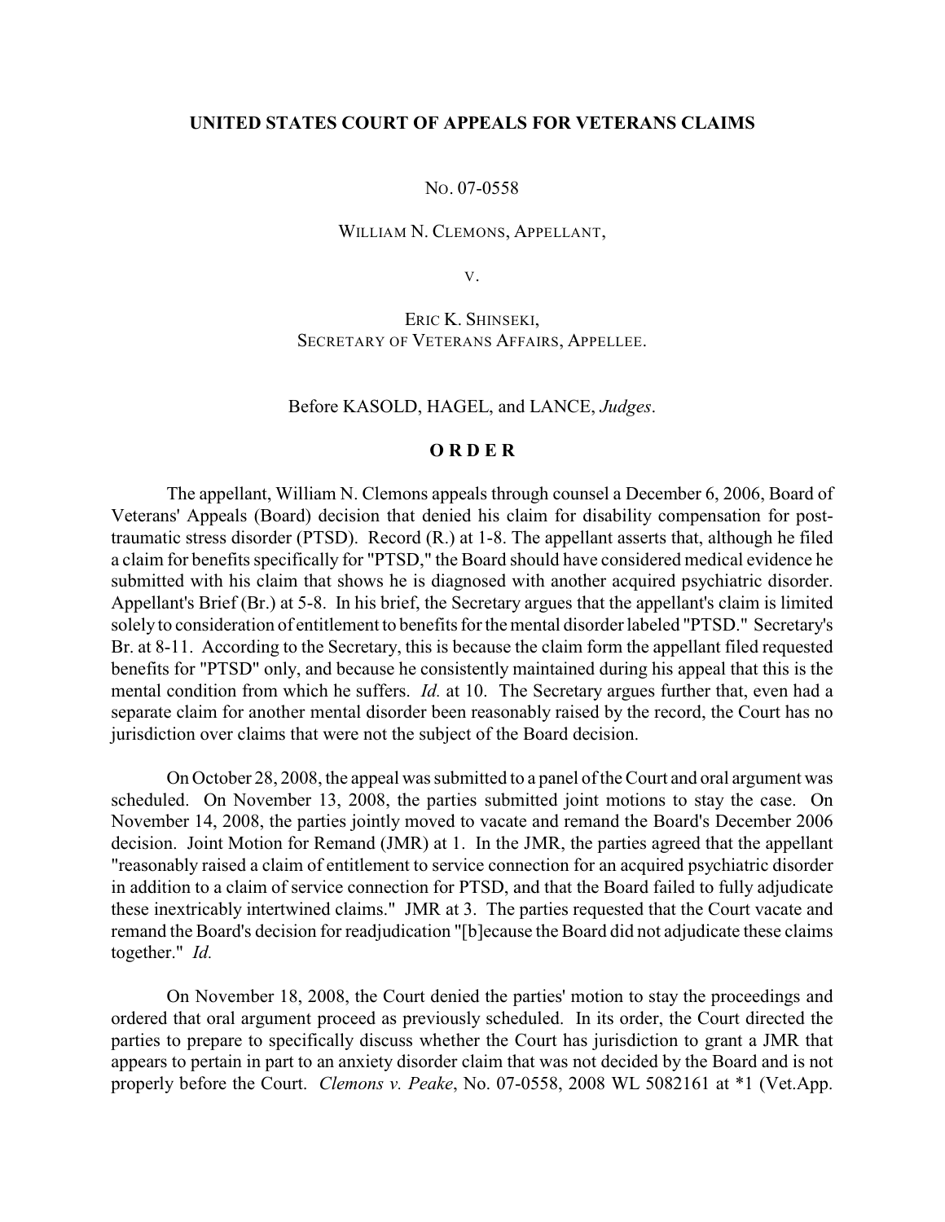**UNITED STATES COURT OF APPEALS FOR VETERANS CLAIMS**

NO. 07-0558

WILLIAM N. CLEMONS, APPELLANT,

V.

ERIC K. SHINSEKI,
SECRETARY OF VETERANS AFFAIRS, APPELLEE.

Before KASOLD, HAGEL, and LANCE, *Judges*.

**O R D E R**

The appellant, William N. Clemons appeals through counsel a December 6, 2006, Board of Veterans' Appeals (Board) decision that denied his claim for disability compensation for post-traumatic stress disorder (PTSD). Record (R.) at 1-8. The appellant asserts that, although he filed a claim for benefits specifically for "PTSD," the Board should have considered medical evidence he submitted with his claim that shows he is diagnosed with another acquired psychiatric disorder. Appellant's Brief (Br.) at 5-8. In his brief, the Secretary argues that the appellant's claim is limited solely to consideration of entitlement to benefits for the mental disorder labeled "PTSD." Secretary's Br. at 8-11. According to the Secretary, this is because the claim form the appellant filed requested benefits for "PTSD" only, and because he consistently maintained during his appeal that this is the mental condition from which he suffers. *Id.* at 10. The Secretary argues further that, even had a separate claim for another mental disorder been reasonably raised by the record, the Court has no jurisdiction over claims that were not the subject of the Board decision.

On October 28, 2008, the appeal was submitted to a panel of the Court and oral argument was scheduled. On November 13, 2008, the parties submitted joint motions to stay the case. On November 14, 2008, the parties jointly moved to vacate and remand the Board's December 2006 decision. Joint Motion for Remand (JMR) at 1. In the JMR, the parties agreed that the appellant "reasonably raised a claim of entitlement to service connection for an acquired psychiatric disorder in addition to a claim of service connection for PTSD, and that the Board failed to fully adjudicate these inextricably intertwined claims." JMR at 3. The parties requested that the Court vacate and remand the Board's decision for readjudication "[b]ecause the Board did not adjudicate these claims together." *Id.*

On November 18, 2008, the Court denied the parties' motion to stay the proceedings and ordered that oral argument proceed as previously scheduled. In its order, the Court directed the parties to prepare to specifically discuss whether the Court has jurisdiction to grant a JMR that appears to pertain in part to an anxiety disorder claim that was not decided by the Board and is not properly before the Court. *Clemons v. Peake*, No. 07-0558, 2008 WL 5082161 at *1 (Vet.App.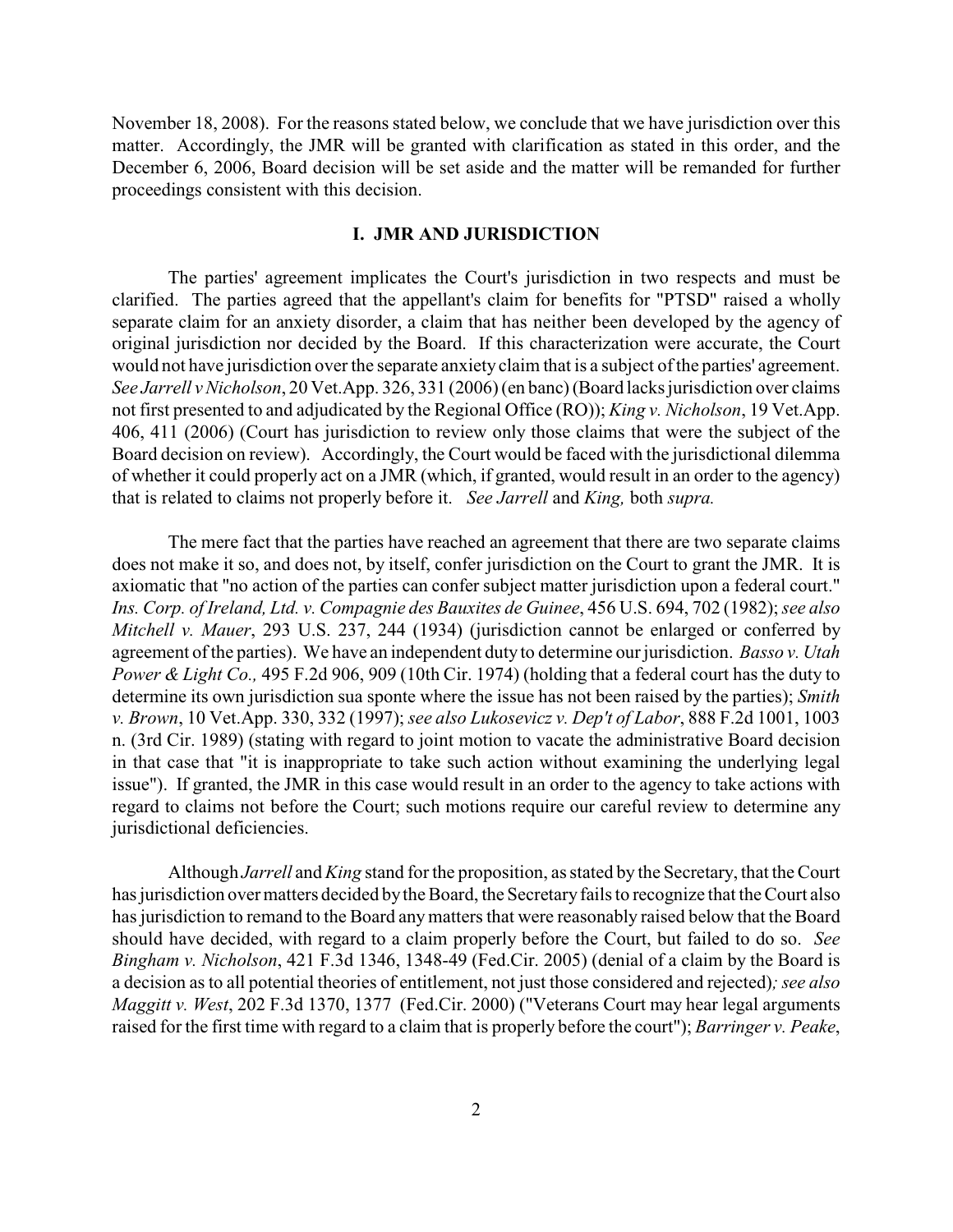November 18, 2008). For the reasons stated below, we conclude that we have jurisdiction over this matter. Accordingly, the JMR will be granted with clarification as stated in this order, and the December 6, 2006, Board decision will be set aside and the matter will be remanded for further proceedings consistent with this decision.

## I. JMR AND JURISDICTION

The parties' agreement implicates the Court's jurisdiction in two respects and must be clarified. The parties agreed that the appellant's claim for benefits for "PTSD" raised a wholly separate claim for an anxiety disorder, a claim that has neither been developed by the agency of original jurisdiction nor decided by the Board. If this characterization were accurate, the Court would not have jurisdiction over the separate anxiety claim that is a subject of the parties' agreement. *See Jarrell v Nicholson*, 20 Vet.App. 326, 331 (2006) (en banc) (Board lacks jurisdiction over claims not first presented to and adjudicated by the Regional Office (RO)); *King v. Nicholson*, 19 Vet.App. 406, 411 (2006) (Court has jurisdiction to review only those claims that were the subject of the Board decision on review). Accordingly, the Court would be faced with the jurisdictional dilemma of whether it could properly act on a JMR (which, if granted, would result in an order to the agency) that is related to claims not properly before it. *See Jarrell* and *King,* both *supra.*

The mere fact that the parties have reached an agreement that there are two separate claims does not make it so, and does not, by itself, confer jurisdiction on the Court to grant the JMR. It is axiomatic that "no action of the parties can confer subject matter jurisdiction upon a federal court." *Ins. Corp. of Ireland, Ltd. v. Compagnie des Bauxites de Guinee*, 456 U.S. 694, 702 (1982); *see also Mitchell v. Mauer*, 293 U.S. 237, 244 (1934) (jurisdiction cannot be enlarged or conferred by agreement of the parties). We have an independent duty to determine our jurisdiction. *Basso v. Utah Power & Light Co.,* 495 F.2d 906, 909 (10th Cir. 1974) (holding that a federal court has the duty to determine its own jurisdiction sua sponte where the issue has not been raised by the parties); *Smith v. Brown*, 10 Vet.App. 330, 332 (1997); *see also Lukosevicz v. Dep't of Labor*, 888 F.2d 1001, 1003 n. (3rd Cir. 1989) (stating with regard to joint motion to vacate the administrative Board decision in that case that "it is inappropriate to take such action without examining the underlying legal issue"). If granted, the JMR in this case would result in an order to the agency to take actions with regard to claims not before the Court; such motions require our careful review to determine any jurisdictional deficiencies.

Although *Jarrell* and *King* stand for the proposition, as stated by the Secretary, that the Court has jurisdiction over matters decided by the Board, the Secretary fails to recognize that the Court also has jurisdiction to remand to the Board any matters that were reasonably raised below that the Board should have decided, with regard to a claim properly before the Court, but failed to do so. *See Bingham v. Nicholson*, 421 F.3d 1346, 1348-49 (Fed.Cir. 2005) (denial of a claim by the Board is a decision as to all potential theories of entitlement, not just those considered and rejected)*; see also Maggitt v. West*, 202 F.3d 1370, 1377 (Fed.Cir. 2000) ("Veterans Court may hear legal arguments raised for the first time with regard to a claim that is properly before the court"); *Barringer v. Peake*,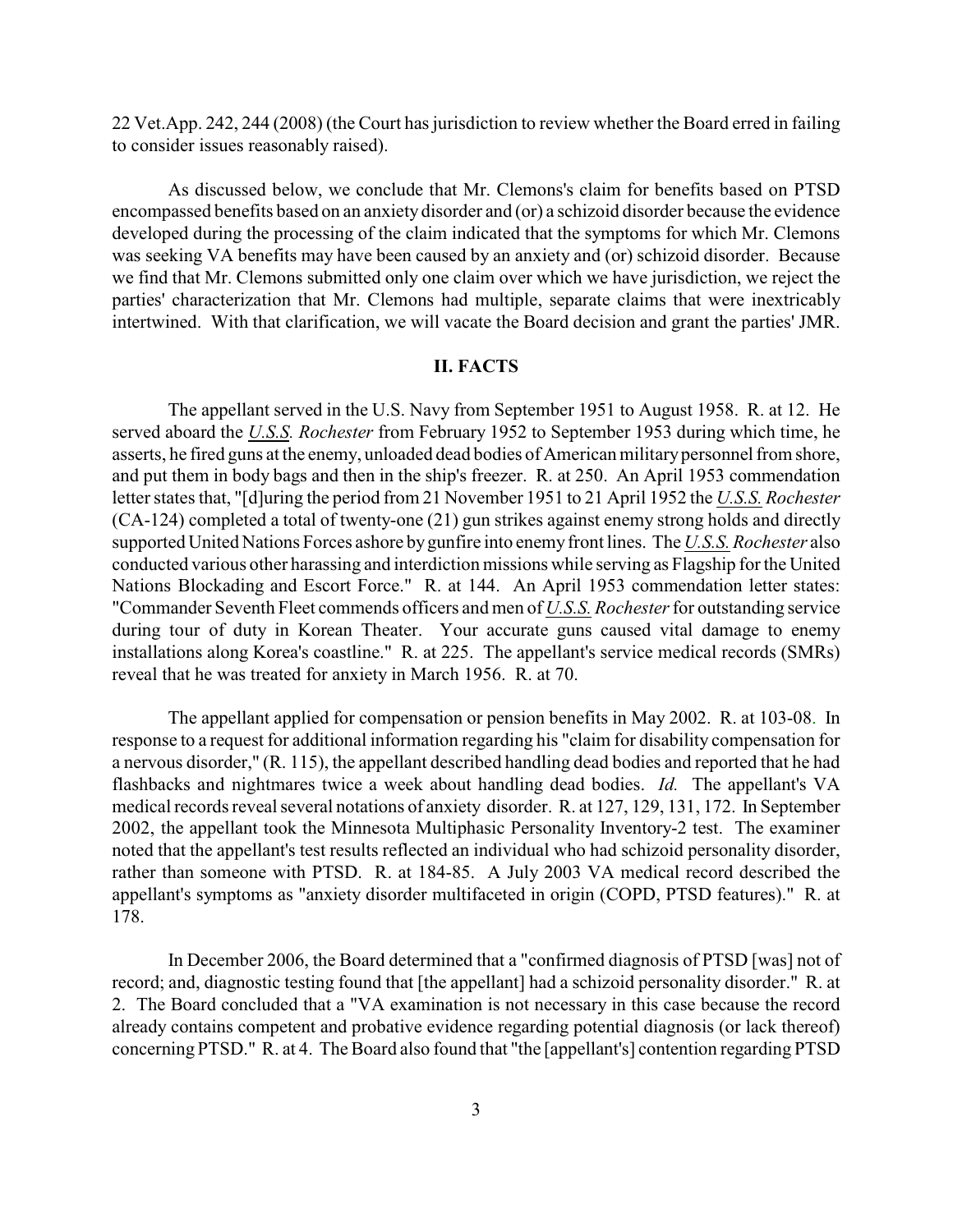22 Vet.App. 242, 244 (2008) (the Court has jurisdiction to review whether the Board erred in failing to consider issues reasonably raised).

As discussed below, we conclude that Mr. Clemons's claim for benefits based on PTSD encompassed benefits based on an anxiety disorder and (or) a schizoid disorder because the evidence developed during the processing of the claim indicated that the symptoms for which Mr. Clemons was seeking VA benefits may have been caused by an anxiety and (or) schizoid disorder. Because we find that Mr. Clemons submitted only one claim over which we have jurisdiction, we reject the parties' characterization that Mr. Clemons had multiple, separate claims that were inextricably intertwined. With that clarification, we will vacate the Board decision and grant the parties' JMR.

## II. FACTS

The appellant served in the U.S. Navy from September 1951 to August 1958. R. at 12. He served aboard the *U.S.S. Rochester* from February 1952 to September 1953 during which time, he asserts, he fired guns at the enemy, unloaded dead bodies of American military personnel from shore, and put them in body bags and then in the ship's freezer. R. at 250. An April 1953 commendation letter states that, "[d]uring the period from 21 November 1951 to 21 April 1952 the *U.S.S. Rochester* (CA-124) completed a total of twenty-one (21) gun strikes against enemy strong holds and directly supported United Nations Forces ashore by gunfire into enemy front lines. The *U.S.S. Rochester* also conducted various other harassing and interdiction missions while serving as Flagship for the United Nations Blockading and Escort Force." R. at 144. An April 1953 commendation letter states: "Commander Seventh Fleet commends officers and men of *U.S.S. Rochester* for outstanding service during tour of duty in Korean Theater. Your accurate guns caused vital damage to enemy installations along Korea's coastline." R. at 225. The appellant's service medical records (SMRs) reveal that he was treated for anxiety in March 1956. R. at 70.

The appellant applied for compensation or pension benefits in May 2002. R. at 103-08. In response to a request for additional information regarding his "claim for disability compensation for a nervous disorder," (R. 115), the appellant described handling dead bodies and reported that he had flashbacks and nightmares twice a week about handling dead bodies. *Id.* The appellant's VA medical records reveal several notations of anxiety disorder. R. at 127, 129, 131, 172. In September 2002, the appellant took the Minnesota Multiphasic Personality Inventory-2 test. The examiner noted that the appellant's test results reflected an individual who had schizoid personality disorder, rather than someone with PTSD. R. at 184-85. A July 2003 VA medical record described the appellant's symptoms as "anxiety disorder multifaceted in origin (COPD, PTSD features)." R. at 178.

In December 2006, the Board determined that a "confirmed diagnosis of PTSD [was] not of record; and, diagnostic testing found that [the appellant] had a schizoid personality disorder." R. at 2. The Board concluded that a "VA examination is not necessary in this case because the record already contains competent and probative evidence regarding potential diagnosis (or lack thereof) concerning PTSD." R. at 4. The Board also found that "the [appellant's] contention regarding PTSD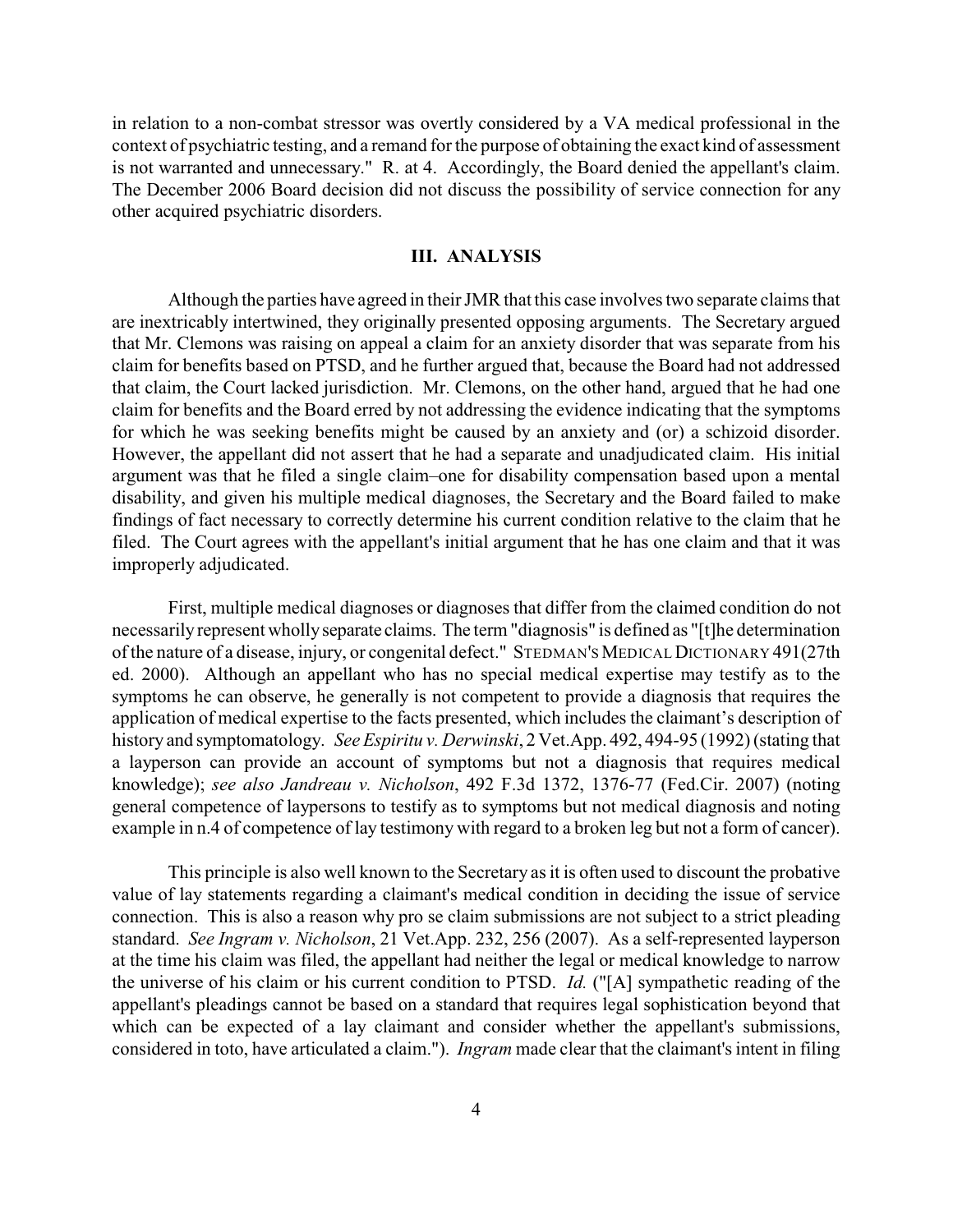in relation to a non-combat stressor was overtly considered by a VA medical professional in the context of psychiatric testing, and a remand for the purpose of obtaining the exact kind of assessment is not warranted and unnecessary." R. at 4. Accordingly, the Board denied the appellant's claim. The December 2006 Board decision did not discuss the possibility of service connection for any other acquired psychiatric disorders.

## III. ANALYSIS

Although the parties have agreed in their JMR that this case involves two separate claims that are inextricably intertwined, they originally presented opposing arguments. The Secretary argued that Mr. Clemons was raising on appeal a claim for an anxiety disorder that was separate from his claim for benefits based on PTSD, and he further argued that, because the Board had not addressed that claim, the Court lacked jurisdiction. Mr. Clemons, on the other hand, argued that he had one claim for benefits and the Board erred by not addressing the evidence indicating that the symptoms for which he was seeking benefits might be caused by an anxiety and (or) a schizoid disorder. However, the appellant did not assert that he had a separate and unadjudicated claim. His initial argument was that he filed a single claim–one for disability compensation based upon a mental disability, and given his multiple medical diagnoses, the Secretary and the Board failed to make findings of fact necessary to correctly determine his current condition relative to the claim that he filed. The Court agrees with the appellant's initial argument that he has one claim and that it was improperly adjudicated.

First, multiple medical diagnoses or diagnoses that differ from the claimed condition do not necessarily represent wholly separate claims. The term "diagnosis" is defined as "[t]he determination of the nature of a disease, injury, or congenital defect." STEDMAN'S MEDICAL DICTIONARY 491(27th ed. 2000). Although an appellant who has no special medical expertise may testify as to the symptoms he can observe, he generally is not competent to provide a diagnosis that requires the application of medical expertise to the facts presented, which includes the claimant's description of history and symptomatology. *See Espiritu v. Derwinski*, 2 Vet.App. 492, 494-95 (1992) (stating that a layperson can provide an account of symptoms but not a diagnosis that requires medical knowledge); *see also Jandreau v. Nicholson*, 492 F.3d 1372, 1376-77 (Fed.Cir. 2007) (noting general competence of laypersons to testify as to symptoms but not medical diagnosis and noting example in n.4 of competence of lay testimony with regard to a broken leg but not a form of cancer).

This principle is also well known to the Secretary as it is often used to discount the probative value of lay statements regarding a claimant's medical condition in deciding the issue of service connection. This is also a reason why pro se claim submissions are not subject to a strict pleading standard. *See Ingram v. Nicholson*, 21 Vet.App. 232, 256 (2007). As a self-represented layperson at the time his claim was filed, the appellant had neither the legal or medical knowledge to narrow the universe of his claim or his current condition to PTSD. *Id.* ("[A] sympathetic reading of the appellant's pleadings cannot be based on a standard that requires legal sophistication beyond that which can be expected of a lay claimant and consider whether the appellant's submissions, considered in toto, have articulated a claim."). *Ingram* made clear that the claimant's intent in filing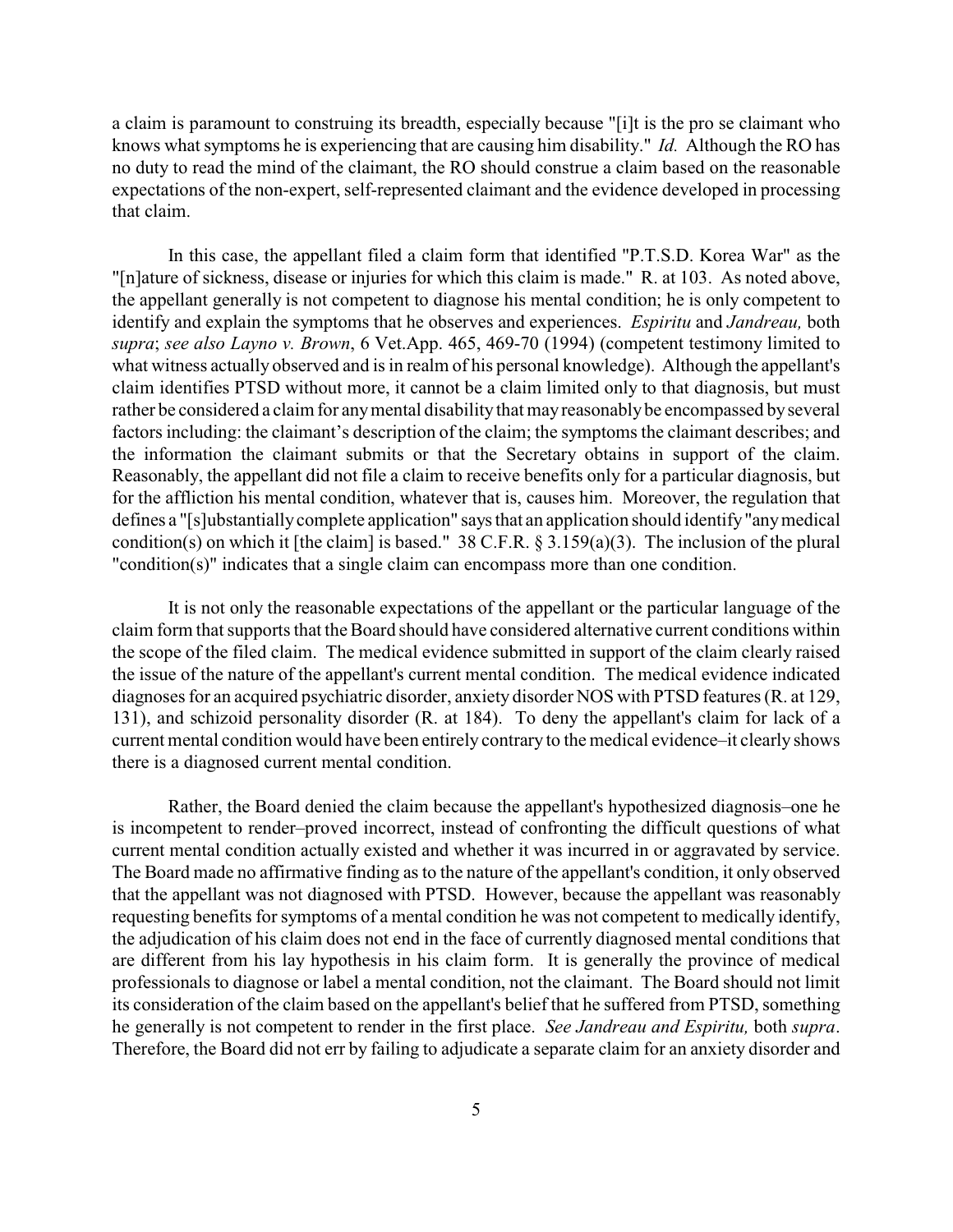a claim is paramount to construing its breadth, especially because "[i]t is the pro se claimant who knows what symptoms he is experiencing that are causing him disability." *Id.* Although the RO has no duty to read the mind of the claimant, the RO should construe a claim based on the reasonable expectations of the non-expert, self-represented claimant and the evidence developed in processing that claim.

In this case, the appellant filed a claim form that identified "P.T.S.D. Korea War" as the "[n]ature of sickness, disease or injuries for which this claim is made." R. at 103. As noted above, the appellant generally is not competent to diagnose his mental condition; he is only competent to identify and explain the symptoms that he observes and experiences. *Espiritu* and *Jandreau,* both *supra*; *see also Layno v. Brown*, 6 Vet.App. 465, 469-70 (1994) (competent testimony limited to what witness actually observed and is in realm of his personal knowledge). Although the appellant's claim identifies PTSD without more, it cannot be a claim limited only to that diagnosis, but must rather be considered a claim for any mental disability that may reasonably be encompassed by several factors including: the claimant's description of the claim; the symptoms the claimant describes; and the information the claimant submits or that the Secretary obtains in support of the claim. Reasonably, the appellant did not file a claim to receive benefits only for a particular diagnosis, but for the affliction his mental condition, whatever that is, causes him. Moreover, the regulation that defines a "[s]ubstantially complete application" says that an application should identify "any medical condition(s) on which it [the claim] is based." 38 C.F.R. § 3.159(a)(3). The inclusion of the plural "condition(s)" indicates that a single claim can encompass more than one condition.

It is not only the reasonable expectations of the appellant or the particular language of the claim form that supports that the Board should have considered alternative current conditions within the scope of the filed claim. The medical evidence submitted in support of the claim clearly raised the issue of the nature of the appellant's current mental condition. The medical evidence indicated diagnoses for an acquired psychiatric disorder, anxiety disorder NOS with PTSD features (R. at 129, 131), and schizoid personality disorder (R. at 184). To deny the appellant's claim for lack of a current mental condition would have been entirely contrary to the medical evidence–it clearly shows there is a diagnosed current mental condition.

Rather, the Board denied the claim because the appellant's hypothesized diagnosis–one he is incompetent to render–proved incorrect, instead of confronting the difficult questions of what current mental condition actually existed and whether it was incurred in or aggravated by service. The Board made no affirmative finding as to the nature of the appellant's condition, it only observed that the appellant was not diagnosed with PTSD. However, because the appellant was reasonably requesting benefits for symptoms of a mental condition he was not competent to medically identify, the adjudication of his claim does not end in the face of currently diagnosed mental conditions that are different from his lay hypothesis in his claim form. It is generally the province of medical professionals to diagnose or label a mental condition, not the claimant. The Board should not limit its consideration of the claim based on the appellant's belief that he suffered from PTSD, something he generally is not competent to render in the first place. *See Jandreau and Espiritu,* both *supra*. Therefore, the Board did not err by failing to adjudicate a separate claim for an anxiety disorder and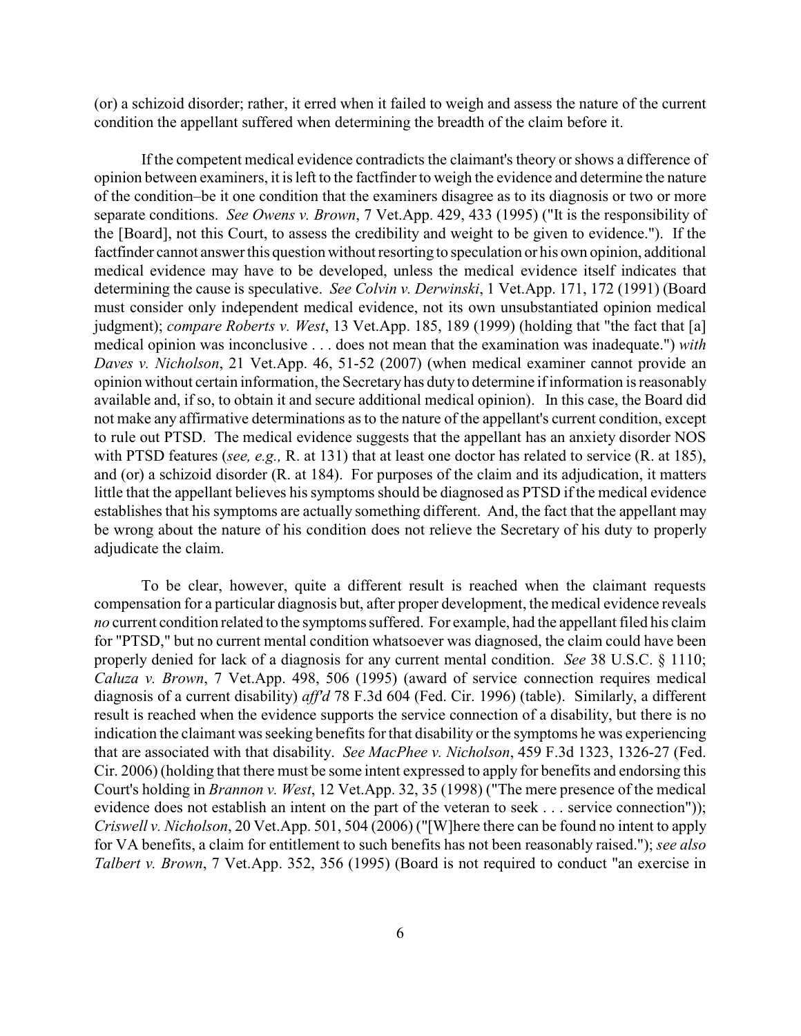(or) a schizoid disorder; rather, it erred when it failed to weigh and assess the nature of the current condition the appellant suffered when determining the breadth of the claim before it.

If the competent medical evidence contradicts the claimant's theory or shows a difference of opinion between examiners, it is left to the factfinder to weigh the evidence and determine the nature of the condition–be it one condition that the examiners disagree as to its diagnosis or two or more separate conditions. *See Owens v. Brown*, 7 Vet.App. 429, 433 (1995) ("It is the responsibility of the [Board], not this Court, to assess the credibility and weight to be given to evidence."). If the factfinder cannot answer this question without resorting to speculation or his own opinion, additional medical evidence may have to be developed, unless the medical evidence itself indicates that determining the cause is speculative. *See Colvin v. Derwinski*, 1 Vet.App. 171, 172 (1991) (Board must consider only independent medical evidence, not its own unsubstantiated opinion medical judgment); *compare Roberts v. West*, 13 Vet.App. 185, 189 (1999) (holding that "the fact that [a] medical opinion was inconclusive . . . does not mean that the examination was inadequate.") *with Daves v. Nicholson*, 21 Vet.App. 46, 51-52 (2007) (when medical examiner cannot provide an opinion without certain information, the Secretary has duty to determine if information is reasonably available and, if so, to obtain it and secure additional medical opinion). In this case, the Board did not make any affirmative determinations as to the nature of the appellant's current condition, except to rule out PTSD. The medical evidence suggests that the appellant has an anxiety disorder NOS with PTSD features (*see, e.g.,* R. at 131) that at least one doctor has related to service (R. at 185), and (or) a schizoid disorder (R. at 184). For purposes of the claim and its adjudication, it matters little that the appellant believes his symptoms should be diagnosed as PTSD if the medical evidence establishes that his symptoms are actually something different. And, the fact that the appellant may be wrong about the nature of his condition does not relieve the Secretary of his duty to properly adjudicate the claim.

To be clear, however, quite a different result is reached when the claimant requests compensation for a particular diagnosis but, after proper development, the medical evidence reveals *no* current condition related to the symptoms suffered. For example, had the appellant filed his claim for "PTSD," but no current mental condition whatsoever was diagnosed, the claim could have been properly denied for lack of a diagnosis for any current mental condition. *See* 38 U.S.C. § 1110; *Caluza v. Brown*, 7 Vet.App. 498, 506 (1995) (award of service connection requires medical diagnosis of a current disability) *aff'd* 78 F.3d 604 (Fed. Cir. 1996) (table). Similarly, a different result is reached when the evidence supports the service connection of a disability, but there is no indication the claimant was seeking benefits for that disability or the symptoms he was experiencing that are associated with that disability. *See MacPhee v. Nicholson*, 459 F.3d 1323, 1326-27 (Fed. Cir. 2006) (holding that there must be some intent expressed to apply for benefits and endorsing this Court's holding in *Brannon v. West*, 12 Vet.App. 32, 35 (1998) ("The mere presence of the medical evidence does not establish an intent on the part of the veteran to seek . . . service connection")); *Criswell v. Nicholson*, 20 Vet.App. 501, 504 (2006) ("[W]here there can be found no intent to apply for VA benefits, a claim for entitlement to such benefits has not been reasonably raised."); *see also Talbert v. Brown*, 7 Vet.App. 352, 356 (1995) (Board is not required to conduct "an exercise in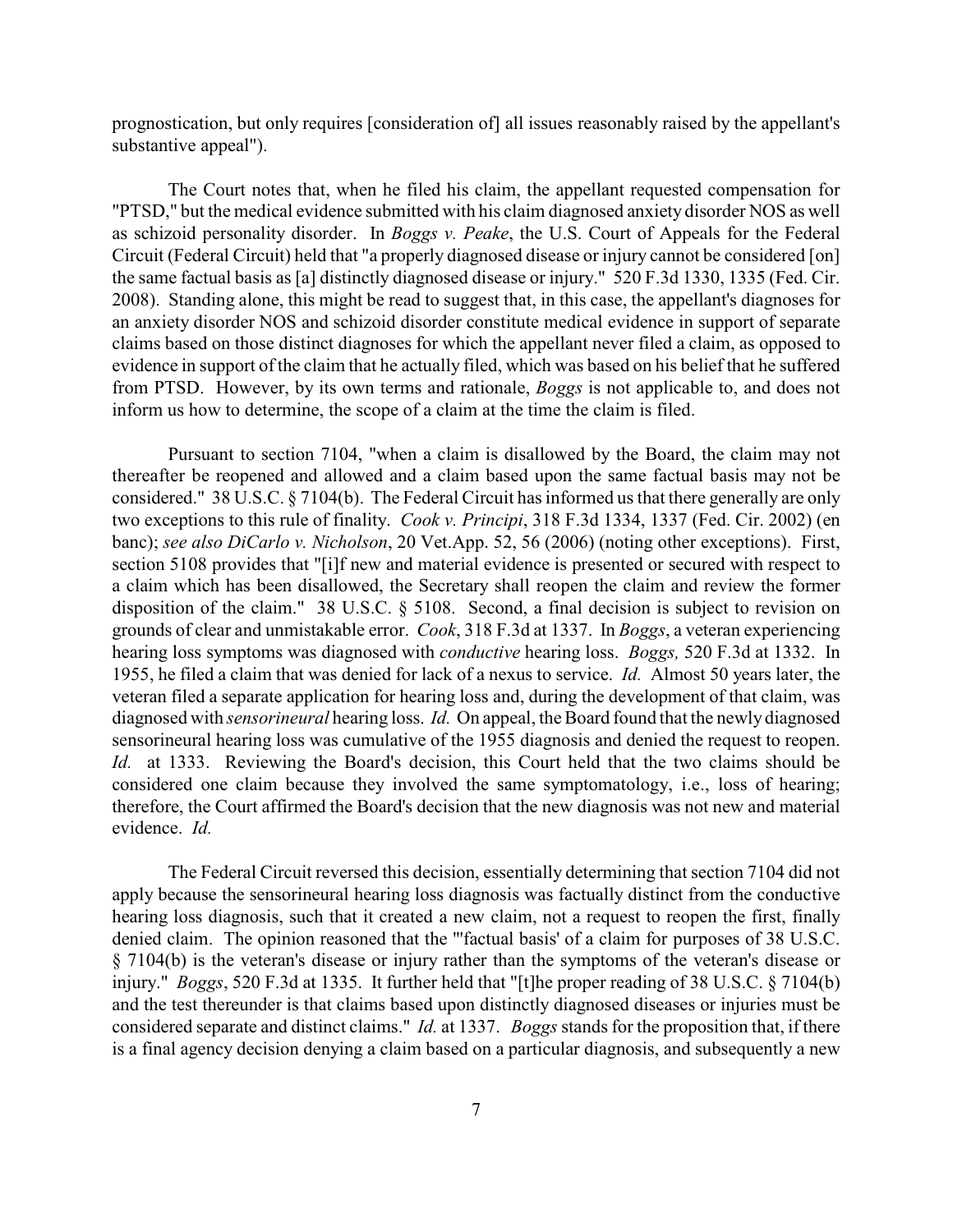prognostication, but only requires [consideration of] all issues reasonably raised by the appellant's substantive appeal").

The Court notes that, when he filed his claim, the appellant requested compensation for "PTSD," but the medical evidence submitted with his claim diagnosed anxiety disorder NOS as well as schizoid personality disorder. In *Boggs v. Peake*, the U.S. Court of Appeals for the Federal Circuit (Federal Circuit) held that "a properly diagnosed disease or injury cannot be considered [on] the same factual basis as [a] distinctly diagnosed disease or injury." 520 F.3d 1330, 1335 (Fed. Cir. 2008). Standing alone, this might be read to suggest that, in this case, the appellant's diagnoses for an anxiety disorder NOS and schizoid disorder constitute medical evidence in support of separate claims based on those distinct diagnoses for which the appellant never filed a claim, as opposed to evidence in support of the claim that he actually filed, which was based on his belief that he suffered from PTSD. However, by its own terms and rationale, *Boggs* is not applicable to, and does not inform us how to determine, the scope of a claim at the time the claim is filed.

Pursuant to section 7104, "when a claim is disallowed by the Board, the claim may not thereafter be reopened and allowed and a claim based upon the same factual basis may not be considered." 38 U.S.C. § 7104(b). The Federal Circuit has informed us that there generally are only two exceptions to this rule of finality. *Cook v. Principi*, 318 F.3d 1334, 1337 (Fed. Cir. 2002) (en banc); *see also DiCarlo v. Nicholson*, 20 Vet.App. 52, 56 (2006) (noting other exceptions). First, section 5108 provides that "[i]f new and material evidence is presented or secured with respect to a claim which has been disallowed, the Secretary shall reopen the claim and review the former disposition of the claim." 38 U.S.C. § 5108. Second, a final decision is subject to revision on grounds of clear and unmistakable error. *Cook*, 318 F.3d at 1337. In *Boggs*, a veteran experiencing hearing loss symptoms was diagnosed with *conductive* hearing loss. *Boggs,* 520 F.3d at 1332. In 1955, he filed a claim that was denied for lack of a nexus to service. *Id.* Almost 50 years later, the veteran filed a separate application for hearing loss and, during the development of that claim, was diagnosed with *sensorineural* hearing loss. *Id.* On appeal, the Board found that the newly diagnosed sensorineural hearing loss was cumulative of the 1955 diagnosis and denied the request to reopen. *Id.* at 1333. Reviewing the Board's decision, this Court held that the two claims should be considered one claim because they involved the same symptomatology, i.e., loss of hearing; therefore, the Court affirmed the Board's decision that the new diagnosis was not new and material evidence. *Id.*

The Federal Circuit reversed this decision, essentially determining that section 7104 did not apply because the sensorineural hearing loss diagnosis was factually distinct from the conductive hearing loss diagnosis, such that it created a new claim, not a request to reopen the first, finally denied claim. The opinion reasoned that the "'factual basis' of a claim for purposes of 38 U.S.C. § 7104(b) is the veteran's disease or injury rather than the symptoms of the veteran's disease or injury." *Boggs*, 520 F.3d at 1335. It further held that "[t]he proper reading of 38 U.S.C. § 7104(b) and the test thereunder is that claims based upon distinctly diagnosed diseases or injuries must be considered separate and distinct claims." *Id.* at 1337. *Boggs* stands for the proposition that, if there is a final agency decision denying a claim based on a particular diagnosis, and subsequently a new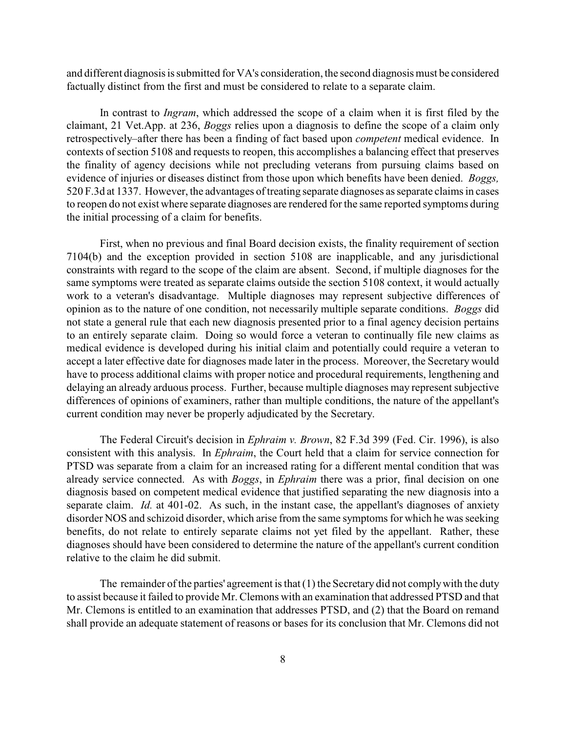and different diagnosis is submitted for VA's consideration, the second diagnosis must be considered factually distinct from the first and must be considered to relate to a separate claim.

In contrast to *Ingram*, which addressed the scope of a claim when it is first filed by the claimant, 21 Vet.App. at 236, *Boggs* relies upon a diagnosis to define the scope of a claim only retrospectively–after there has been a finding of fact based upon *competent* medical evidence. In contexts of section 5108 and requests to reopen, this accomplishes a balancing effect that preserves the finality of agency decisions while not precluding veterans from pursuing claims based on evidence of injuries or diseases distinct from those upon which benefits have been denied. *Boggs,* 520 F.3d at 1337. However, the advantages of treating separate diagnoses as separate claims in cases to reopen do not exist where separate diagnoses are rendered for the same reported symptoms during the initial processing of a claim for benefits.

First, when no previous and final Board decision exists, the finality requirement of section 7104(b) and the exception provided in section 5108 are inapplicable, and any jurisdictional constraints with regard to the scope of the claim are absent. Second, if multiple diagnoses for the same symptoms were treated as separate claims outside the section 5108 context, it would actually work to a veteran's disadvantage. Multiple diagnoses may represent subjective differences of opinion as to the nature of one condition, not necessarily multiple separate conditions. *Boggs* did not state a general rule that each new diagnosis presented prior to a final agency decision pertains to an entirely separate claim. Doing so would force a veteran to continually file new claims as medical evidence is developed during his initial claim and potentially could require a veteran to accept a later effective date for diagnoses made later in the process. Moreover, the Secretary would have to process additional claims with proper notice and procedural requirements, lengthening and delaying an already arduous process. Further, because multiple diagnoses may represent subjective differences of opinions of examiners, rather than multiple conditions, the nature of the appellant's current condition may never be properly adjudicated by the Secretary.

The Federal Circuit's decision in *Ephraim v. Brown*, 82 F.3d 399 (Fed. Cir. 1996), is also consistent with this analysis. In *Ephraim*, the Court held that a claim for service connection for PTSD was separate from a claim for an increased rating for a different mental condition that was already service connected. As with *Boggs*, in *Ephraim* there was a prior, final decision on one diagnosis based on competent medical evidence that justified separating the new diagnosis into a separate claim. *Id.* at 401-02. As such, in the instant case, the appellant's diagnoses of anxiety disorder NOS and schizoid disorder, which arise from the same symptoms for which he was seeking benefits, do not relate to entirely separate claims not yet filed by the appellant. Rather, these diagnoses should have been considered to determine the nature of the appellant's current condition relative to the claim he did submit.

The remainder of the parties' agreement is that (1) the Secretary did not comply with the duty to assist because it failed to provide Mr. Clemons with an examination that addressed PTSD and that Mr. Clemons is entitled to an examination that addresses PTSD, and (2) that the Board on remand shall provide an adequate statement of reasons or bases for its conclusion that Mr. Clemons did not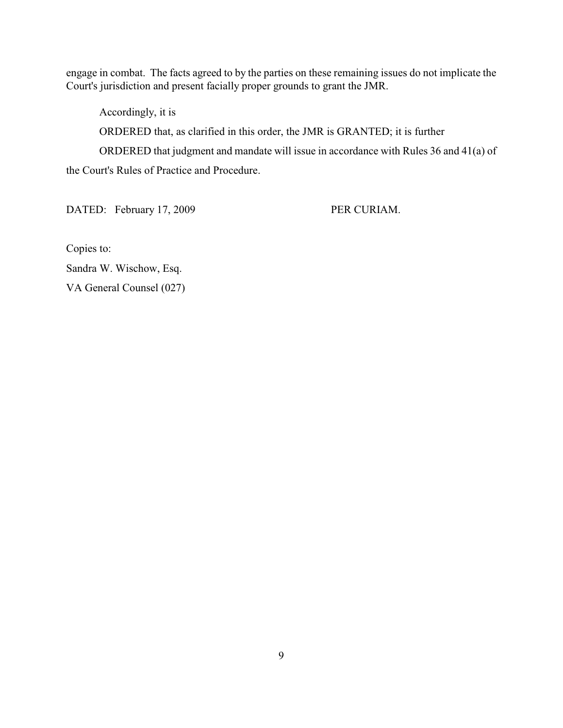engage in combat. The facts agreed to by the parties on these remaining issues do not implicate the Court's jurisdiction and present facially proper grounds to grant the JMR.

Accordingly, it is

ORDERED that, as clarified in this order, the JMR is GRANTED; it is further

ORDERED that judgment and mandate will issue in accordance with Rules 36 and 41(a) of the Court's Rules of Practice and Procedure.

DATED: February 17, 2009 PER CURIAM.

Copies to:

Sandra W. Wischow, Esq.

VA General Counsel (027)